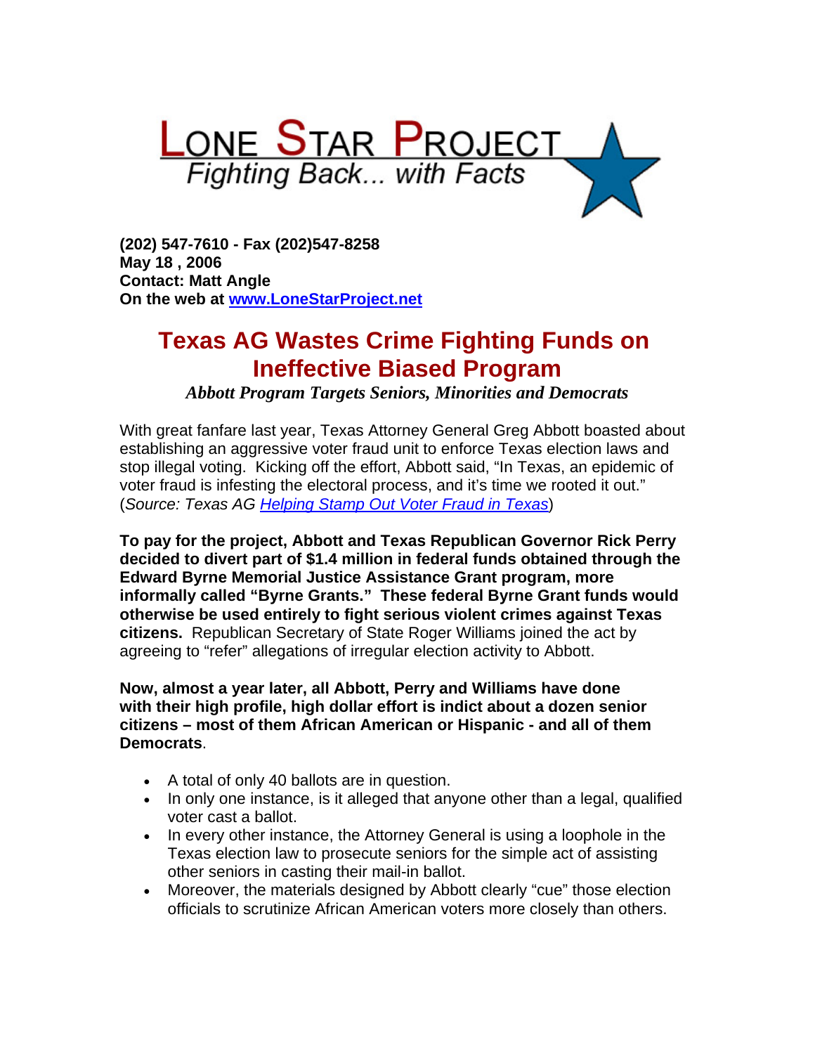# LONE STAR PROJECT
*Fighting Back... with Facts*

**(202) 547-7610 - Fax (202)547-8258**
**May 18 , 2006**
**Contact: Matt Angle**
**On the web at [www.LoneStarProject.net](http://www.LoneStarProject.net)**

## Texas AG Wastes Crime Fighting Funds on Ineffective Biased Program

***Abbott Program Targets Seniors, Minorities and Democrats***

With great fanfare last year, Texas Attorney General Greg Abbott boasted about establishing an aggressive voter fraud unit to enforce Texas election laws and stop illegal voting. Kicking off the effort, Abbott said, "In Texas, an epidemic of voter fraud is infesting the electoral process, and it's time we rooted it out." (*Source: Texas AG [Helping Stamp Out Voter Fraud in Texas](#)*)

**To pay for the project, Abbott and Texas Republican Governor Rick Perry decided to divert part of $1.4 million in federal funds obtained through the Edward Byrne Memorial Justice Assistance Grant program, more informally called "Byrne Grants." These federal Byrne Grant funds would otherwise be used entirely to fight serious violent crimes against Texas citizens.** Republican Secretary of State Roger Williams joined the act by agreeing to "refer" allegations of irregular election activity to Abbott.

**Now, almost a year later, all Abbott, Perry and Williams have done with their high profile, high dollar effort is indict about a dozen senior citizens – most of them African American or Hispanic - and all of them Democrats**.

- A total of only 40 ballots are in question.
- In only one instance, is it alleged that anyone other than a legal, qualified voter cast a ballot.
- In every other instance, the Attorney General is using a loophole in the Texas election law to prosecute seniors for the simple act of assisting other seniors in casting their mail-in ballot.
- Moreover, the materials designed by Abbott clearly "cue" those election officials to scrutinize African American voters more closely than others.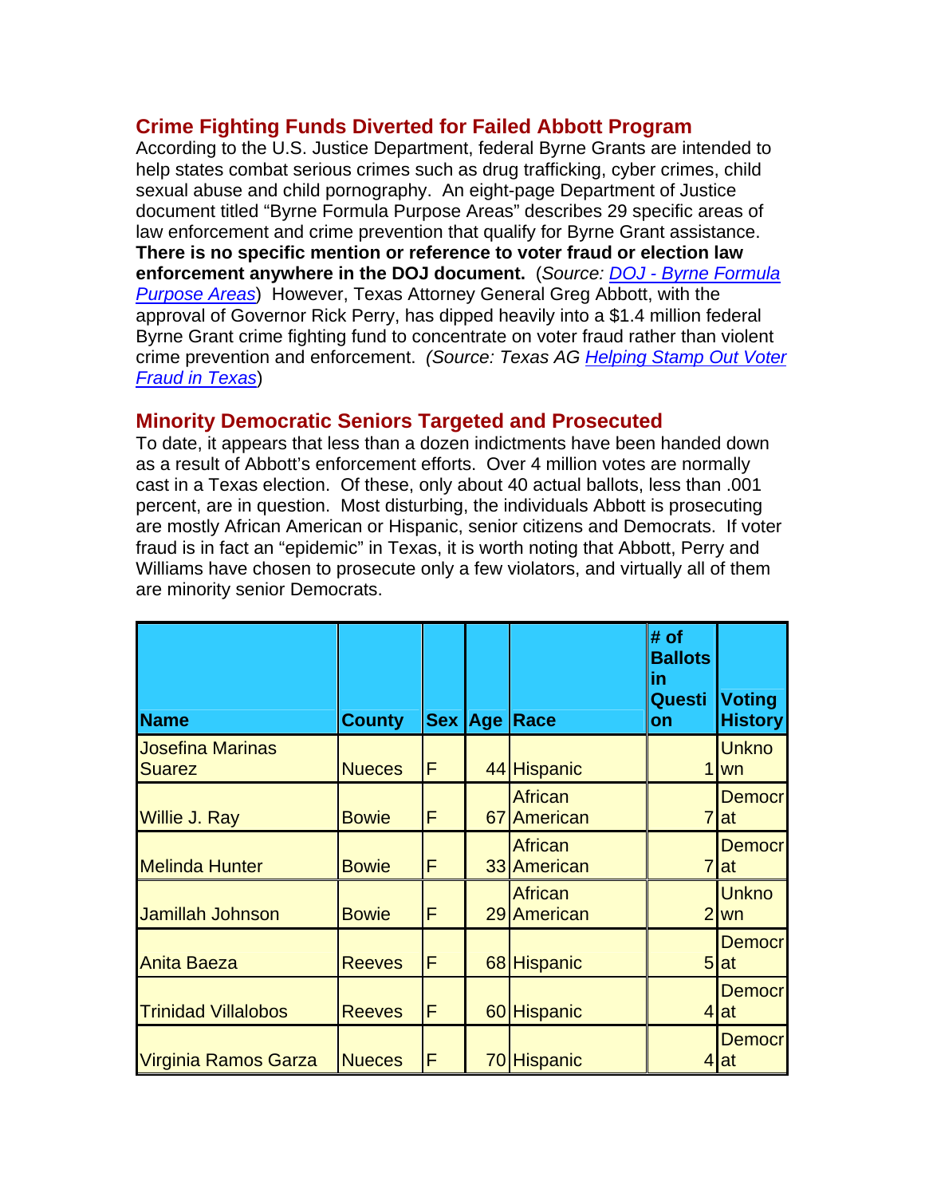## Crime Fighting Funds Diverted for Failed Abbott Program

According to the U.S. Justice Department, federal Byrne Grants are intended to help states combat serious crimes such as drug trafficking, cyber crimes, child sexual abuse and child pornography. An eight-page Department of Justice document titled "Byrne Formula Purpose Areas" describes 29 specific areas of law enforcement and crime prevention that qualify for Byrne Grant assistance. **There is no specific mention or reference to voter fraud or election law enforcement anywhere in the DOJ document.** (*Source: [DOJ - Byrne Formula Purpose Areas]*) However, Texas Attorney General Greg Abbott, with the approval of Governor Rick Perry, has dipped heavily into a $1.4 million federal Byrne Grant crime fighting fund to concentrate on voter fraud rather than violent crime prevention and enforcement. *(Source: Texas AG [Helping Stamp Out Voter Fraud in Texas]*)

## Minority Democratic Seniors Targeted and Prosecuted

To date, it appears that less than a dozen indictments have been handed down as a result of Abbott's enforcement efforts. Over 4 million votes are normally cast in a Texas election. Of these, only about 40 actual ballots, less than .001 percent, are in question. Most disturbing, the individuals Abbott is prosecuting are mostly African American or Hispanic, senior citizens and Democrats. If voter fraud is in fact an "epidemic" in Texas, it is worth noting that Abbott, Perry and Williams have chosen to prosecute only a few violators, and virtually all of them are minority senior Democrats.

| Name | County | Sex | Age | Race | # of Ballots in Question | Voting History |
|---|---|---|---|---|---|---|
| Josefina Marinas Suarez | Nueces | F | 44 | Hispanic | 1 | Unknown |
| Willie J. Ray | Bowie | F | 67 | African American | 7 | Democrat |
| Melinda Hunter | Bowie | F | 33 | African American | 7 | Democrat |
| Jamillah Johnson | Bowie | F | 29 | African American | 2 | Unknown |
| Anita Baeza | Reeves | F | 68 | Hispanic | 5 | Democrat |
| Trinidad Villalobos | Reeves | F | 60 | Hispanic | 4 | Democrat |
| Virginia Ramos Garza | Nueces | F | 70 | Hispanic | 4 | Democrat |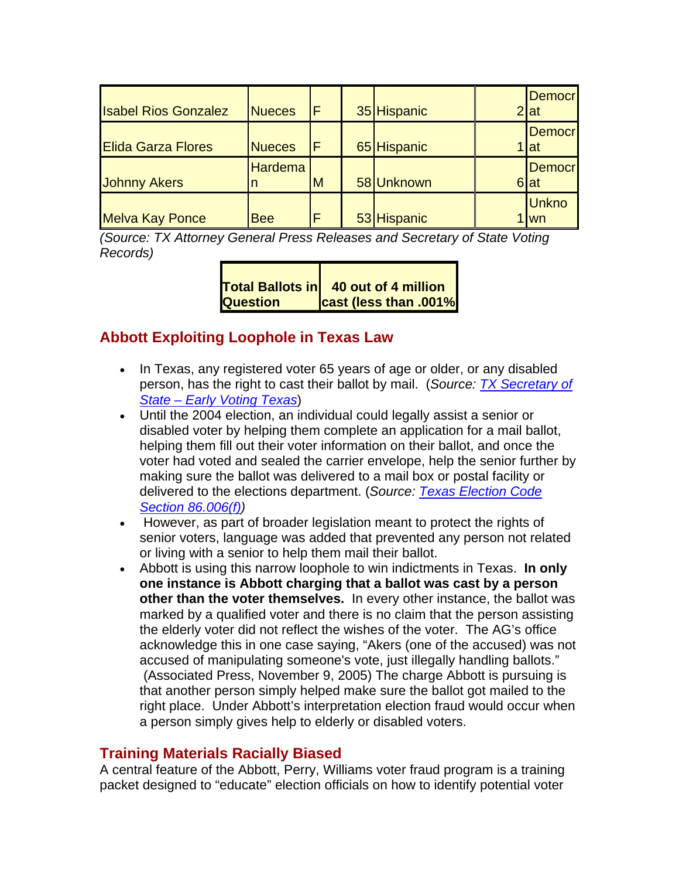| | | | | | | |
|---|---|---|---|---|---|---|
| Isabel Rios Gonzalez | Nueces | F | 35 | Hispanic | 2 | Democrat |
| Elida Garza Flores | Nueces | F | 65 | Hispanic | 1 | Democrat |
| Johnny Akers | Hardeman | M | 58 | Unknown | 6 | Democrat |
| Melva Kay Ponce | Bee | F | 53 | Hispanic | 1 | Unknown |

*(Source: TX Attorney General Press Releases and Secretary of State Voting Records)*

| **Total Ballots in Question** | **40 out of 4 million cast (less than .001%** |
|---|---|

## Abbott Exploiting Loophole in Texas Law

- In Texas, any registered voter 65 years of age or older, or any disabled person, has the right to cast their ballot by mail. (*Source: [TX Secretary of State – Early Voting Texas](#)*)
- Until the 2004 election, an individual could legally assist a senior or disabled voter by helping them complete an application for a mail ballot, helping them fill out their voter information on their ballot, and once the voter had voted and sealed the carrier envelope, help the senior further by making sure the ballot was delivered to a mail box or postal facility or delivered to the elections department. (*Source: [Texas Election Code Section 86.006(f)](#)*)
- However, as part of broader legislation meant to protect the rights of senior voters, language was added that prevented any person not related or living with a senior to help them mail their ballot.
- Abbott is using this narrow loophole to win indictments in Texas. **In only one instance is Abbott charging that a ballot was cast by a person other than the voter themselves.** In every other instance, the ballot was marked by a qualified voter and there is no claim that the person assisting the elderly voter did not reflect the wishes of the voter. The AG's office acknowledge this in one case saying, "Akers (one of the accused) was not accused of manipulating someone's vote, just illegally handling ballots." (Associated Press, November 9, 2005) The charge Abbott is pursuing is that another person simply helped make sure the ballot got mailed to the right place. Under Abbott's interpretation election fraud would occur when a person simply gives help to elderly or disabled voters.

## Training Materials Racially Biased

A central feature of the Abbott, Perry, Williams voter fraud program is a training packet designed to "educate" election officials on how to identify potential voter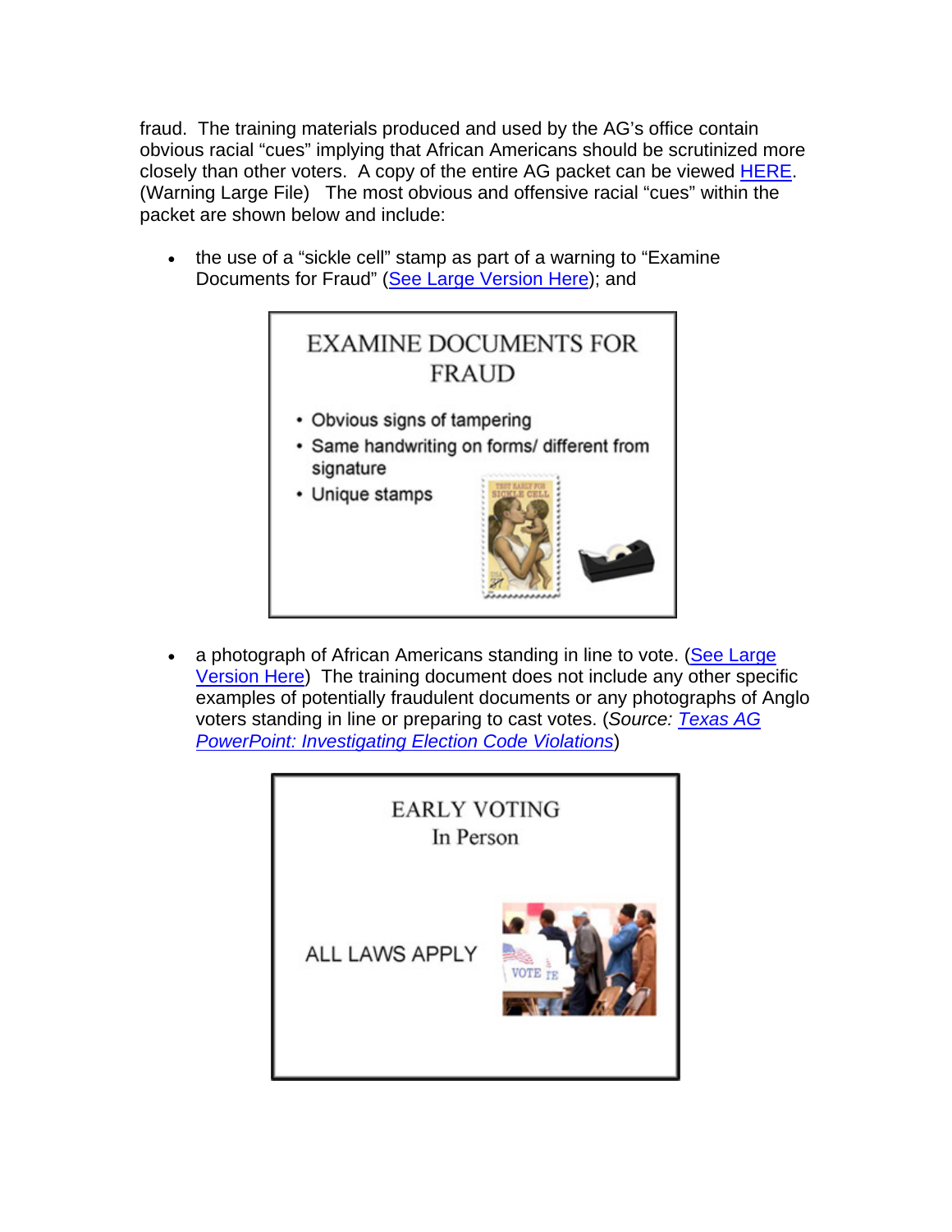fraud. The training materials produced and used by the AG's office contain obvious racial "cues" implying that African Americans should be scrutinized more closely than other voters. A copy of the entire AG packet can be viewed HERE. (Warning Large File) The most obvious and offensive racial "cues" within the packet are shown below and include:

- the use of a "sickle cell" stamp as part of a warning to "Examine Documents for Fraud" (See Large Version Here); and

EXAMINE DOCUMENTS FOR FRAUD

- Obvious signs of tampering
- Same handwriting on forms/ different from signature
- Unique stamps

- a photograph of African Americans standing in line to vote. (See Large Version Here) The training document does not include any other specific examples of potentially fraudulent documents or any photographs of Anglo voters standing in line or preparing to cast votes. (*Source: Texas AG PowerPoint: Investigating Election Code Violations*)

EARLY VOTING
In Person

ALL LAWS APPLY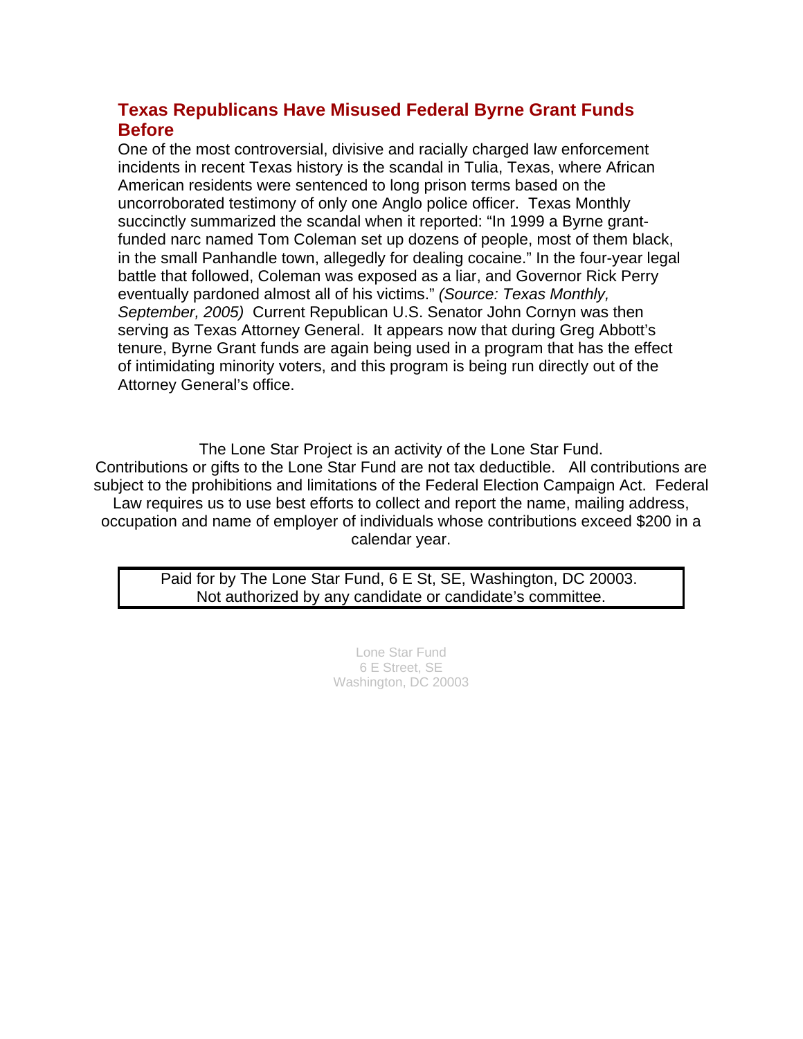## Texas Republicans Have Misused Federal Byrne Grant Funds Before

One of the most controversial, divisive and racially charged law enforcement incidents in recent Texas history is the scandal in Tulia, Texas, where African American residents were sentenced to long prison terms based on the uncorroborated testimony of only one Anglo police officer. Texas Monthly succinctly summarized the scandal when it reported: "In 1999 a Byrne grant-funded narc named Tom Coleman set up dozens of people, most of them black, in the small Panhandle town, allegedly for dealing cocaine." In the four-year legal battle that followed, Coleman was exposed as a liar, and Governor Rick Perry eventually pardoned almost all of his victims." *(Source: Texas Monthly, September, 2005)* Current Republican U.S. Senator John Cornyn was then serving as Texas Attorney General. It appears now that during Greg Abbott's tenure, Byrne Grant funds are again being used in a program that has the effect of intimidating minority voters, and this program is being run directly out of the Attorney General's office.

The Lone Star Project is an activity of the Lone Star Fund. Contributions or gifts to the Lone Star Fund are not tax deductible. All contributions are subject to the prohibitions and limitations of the Federal Election Campaign Act. Federal Law requires us to use best efforts to collect and report the name, mailing address, occupation and name of employer of individuals whose contributions exceed $200 in a calendar year.

Paid for by The Lone Star Fund, 6 E St, SE, Washington, DC 20003.
Not authorized by any candidate or candidate's committee.

Lone Star Fund
6 E Street, SE
Washington, DC 20003